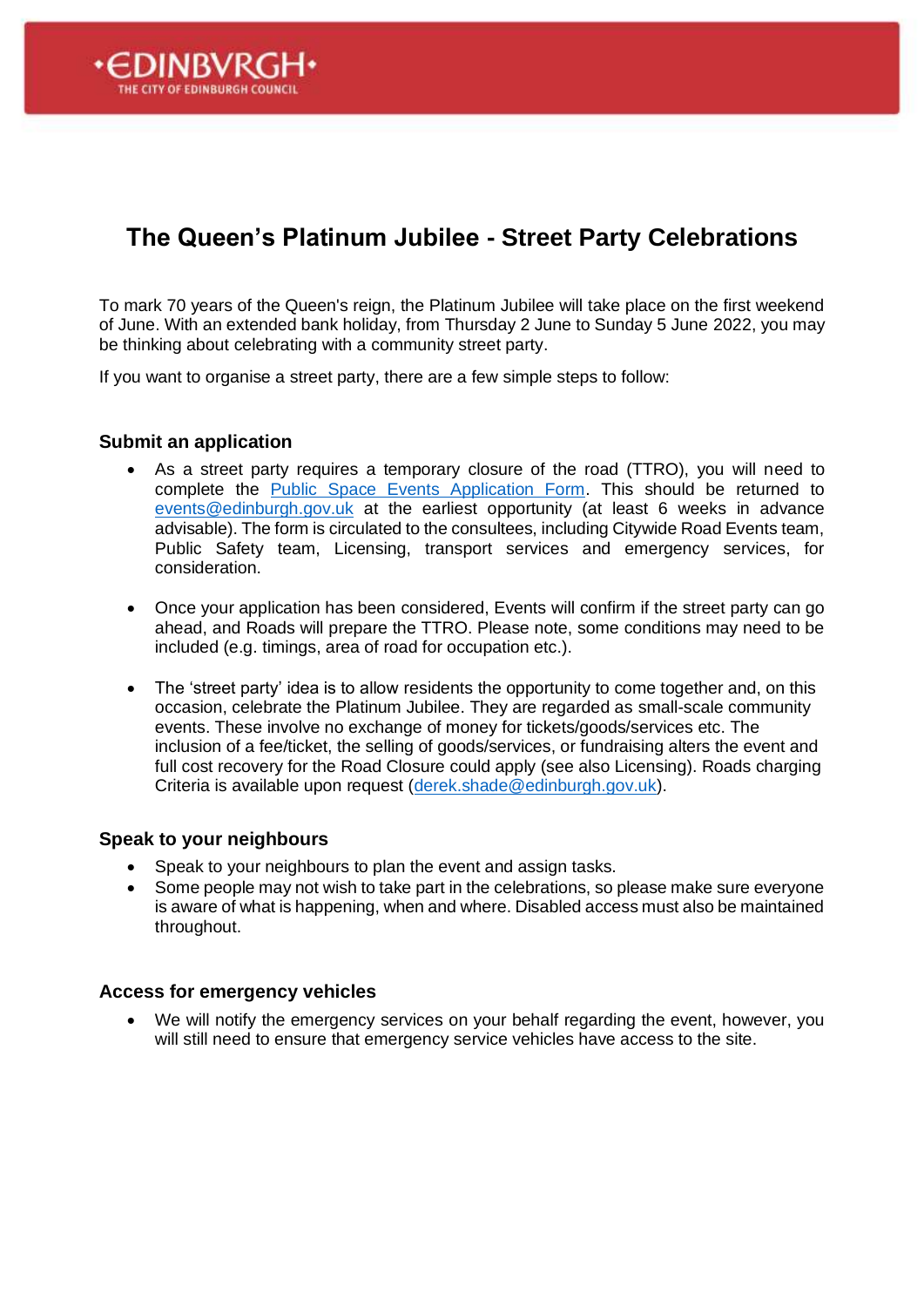# The Queen's Platinum Jubilee - Street Party Celebrations

To mark 70 years of the Queen's reign, the Platinum Jubilee will take place on the first weekend of June. With an extended bank holiday, from Thursday 2 June to Sunday 5 June 2022, you may be thinking about celebrating with a community street party.

If you want to organise a street party, there are a few simple steps to follow:

### Submit an application

- As a street party requires a temporary closure of the road (TTRO), you will need to complete the Public Space Events Application Form. This should be returned to events@edinburgh.gov.uk at the earliest opportunity (at least 6 weeks in advance advisable). The form is circulated to the consultees, including Citywide Road Events team, Public Safety team, Licensing, transport services and emergency services, for consideration.

- Once your application has been considered, Events will confirm if the street party can go ahead, and Roads will prepare the TTRO. Please note, some conditions may need to be included (e.g. timings, area of road for occupation etc.).

- The 'street party' idea is to allow residents the opportunity to come together and, on this occasion, celebrate the Platinum Jubilee. They are regarded as small-scale community events. These involve no exchange of money for tickets/goods/services etc. The inclusion of a fee/ticket, the selling of goods/services, or fundraising alters the event and full cost recovery for the Road Closure could apply (see also Licensing). Roads charging Criteria is available upon request (derek.shade@edinburgh.gov.uk).

### Speak to your neighbours

- Speak to your neighbours to plan the event and assign tasks.
- Some people may not wish to take part in the celebrations, so please make sure everyone is aware of what is happening, when and where. Disabled access must also be maintained throughout.

### Access for emergency vehicles

- We will notify the emergency services on your behalf regarding the event, however, you will still need to ensure that emergency service vehicles have access to the site.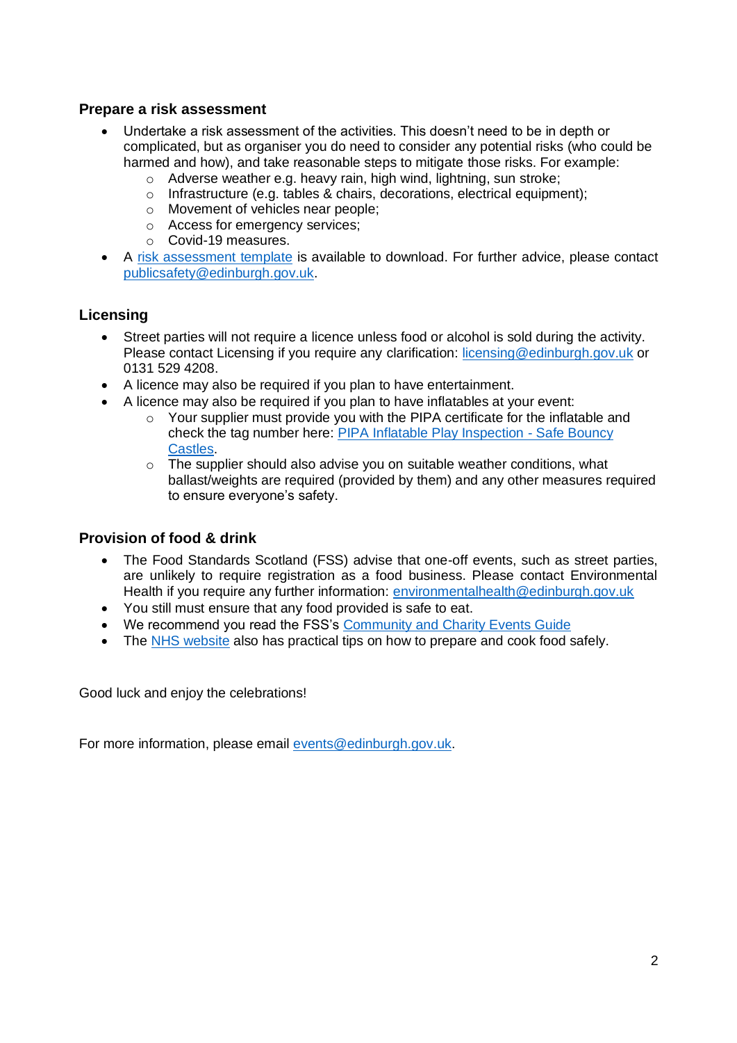### Prepare a risk assessment

- Undertake a risk assessment of the activities. This doesn't need to be in depth or complicated, but as organiser you do need to consider any potential risks (who could be harmed and how), and take reasonable steps to mitigate those risks. For example:
  - Adverse weather e.g. heavy rain, high wind, lightning, sun stroke;
  - Infrastructure (e.g. tables & chairs, decorations, electrical equipment);
  - Movement of vehicles near people;
  - Access for emergency services;
  - Covid-19 measures.
- A risk assessment template is available to download. For further advice, please contact publicsafety@edinburgh.gov.uk.

### Licensing

- Street parties will not require a licence unless food or alcohol is sold during the activity. Please contact Licensing if you require any clarification: licensing@edinburgh.gov.uk or 0131 529 4208.
- A licence may also be required if you plan to have entertainment.
- A licence may also be required if you plan to have inflatables at your event:
  - Your supplier must provide you with the PIPA certificate for the inflatable and check the tag number here: PIPA Inflatable Play Inspection - Safe Bouncy Castles.
  - The supplier should also advise you on suitable weather conditions, what ballast/weights are required (provided by them) and any other measures required to ensure everyone's safety.

### Provision of food & drink

- The Food Standards Scotland (FSS) advise that one-off events, such as street parties, are unlikely to require registration as a food business. Please contact Environmental Health if you require any further information: environmentalhealth@edinburgh.gov.uk
- You still must ensure that any food provided is safe to eat.
- We recommend you read the FSS's Community and Charity Events Guide
- The NHS website also has practical tips on how to prepare and cook food safely.

Good luck and enjoy the celebrations!

For more information, please email events@edinburgh.gov.uk.